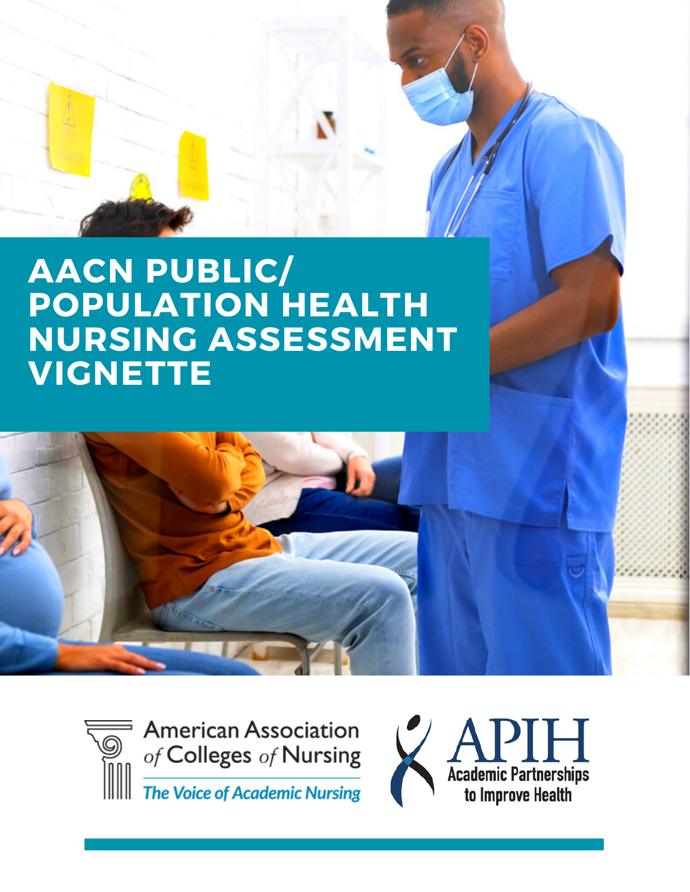# AACN PUBLIC/ POPULATION HEALTH NURSING ASSESSMENT VIGNETTE

American Association of Colleges of Nursing

*The Voice of Academic Nursing*

APIH

Academic Partnerships to Improve Health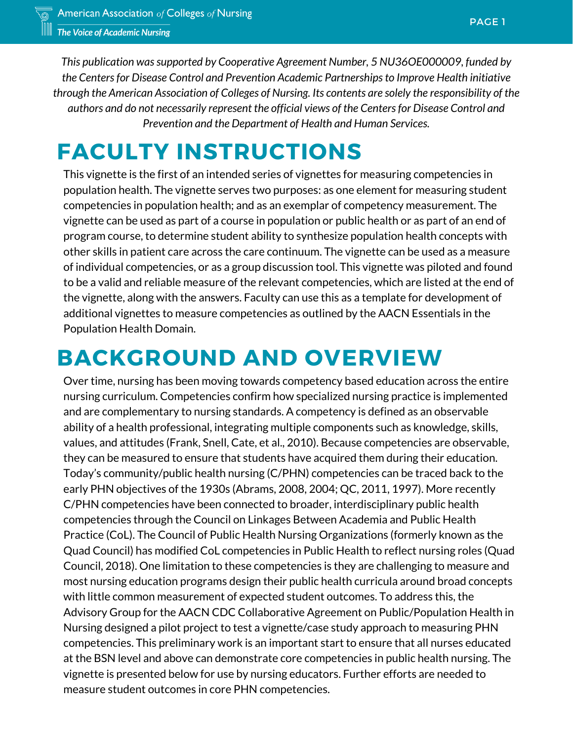*This publication was supported by Cooperative Agreement Number, 5 NU36OE000009, funded by the Centers for Disease Control and Prevention Academic Partnerships to Improve Health initiative through the American Association of Colleges of Nursing. Its contents are solely the responsibility of the authors and do not necessarily represent the official views of the Centers for Disease Control and Prevention and the Department of Health and Human Services.*

# FACULTY INSTRUCTIONS

This vignette is the first of an intended series of vignettes for measuring competencies in population health. The vignette serves two purposes: as one element for measuring student competencies in population health; and as an exemplar of competency measurement. The vignette can be used as part of a course in population or public health or as part of an end of program course, to determine student ability to synthesize population health concepts with other skills in patient care across the care continuum. The vignette can be used as a measure of individual competencies, or as a group discussion tool. This vignette was piloted and found to be a valid and reliable measure of the relevant competencies, which are listed at the end of the vignette, along with the answers. Faculty can use this as a template for development of additional vignettes to measure competencies as outlined by the AACN Essentials in the Population Health Domain.

# BACKGROUND AND OVERVIEW

Over time, nursing has been moving towards competency based education across the entire nursing curriculum. Competencies confirm how specialized nursing practice is implemented and are complementary to nursing standards. A competency is defined as an observable ability of a health professional, integrating multiple components such as knowledge, skills, values, and attitudes (Frank, Snell, Cate, et al., 2010). Because competencies are observable, they can be measured to ensure that students have acquired them during their education. Today's community/public health nursing (C/PHN) competencies can be traced back to the early PHN objectives of the 1930s (Abrams, 2008, 2004; QC, 2011, 1997). More recently C/PHN competencies have been connected to broader, interdisciplinary public health competencies through the Council on Linkages Between Academia and Public Health Practice (CoL). The Council of Public Health Nursing Organizations (formerly known as the Quad Council) has modified CoL competencies in Public Health to reflect nursing roles (Quad Council, 2018). One limitation to these competencies is they are challenging to measure and most nursing education programs design their public health curricula around broad concepts with little common measurement of expected student outcomes. To address this, the Advisory Group for the AACN CDC Collaborative Agreement on Public/Population Health in Nursing designed a pilot project to test a vignette/case study approach to measuring PHN competencies. This preliminary work is an important start to ensure that all nurses educated at the BSN level and above can demonstrate core competencies in public health nursing. The vignette is presented below for use by nursing educators. Further efforts are needed to measure student outcomes in core PHN competencies.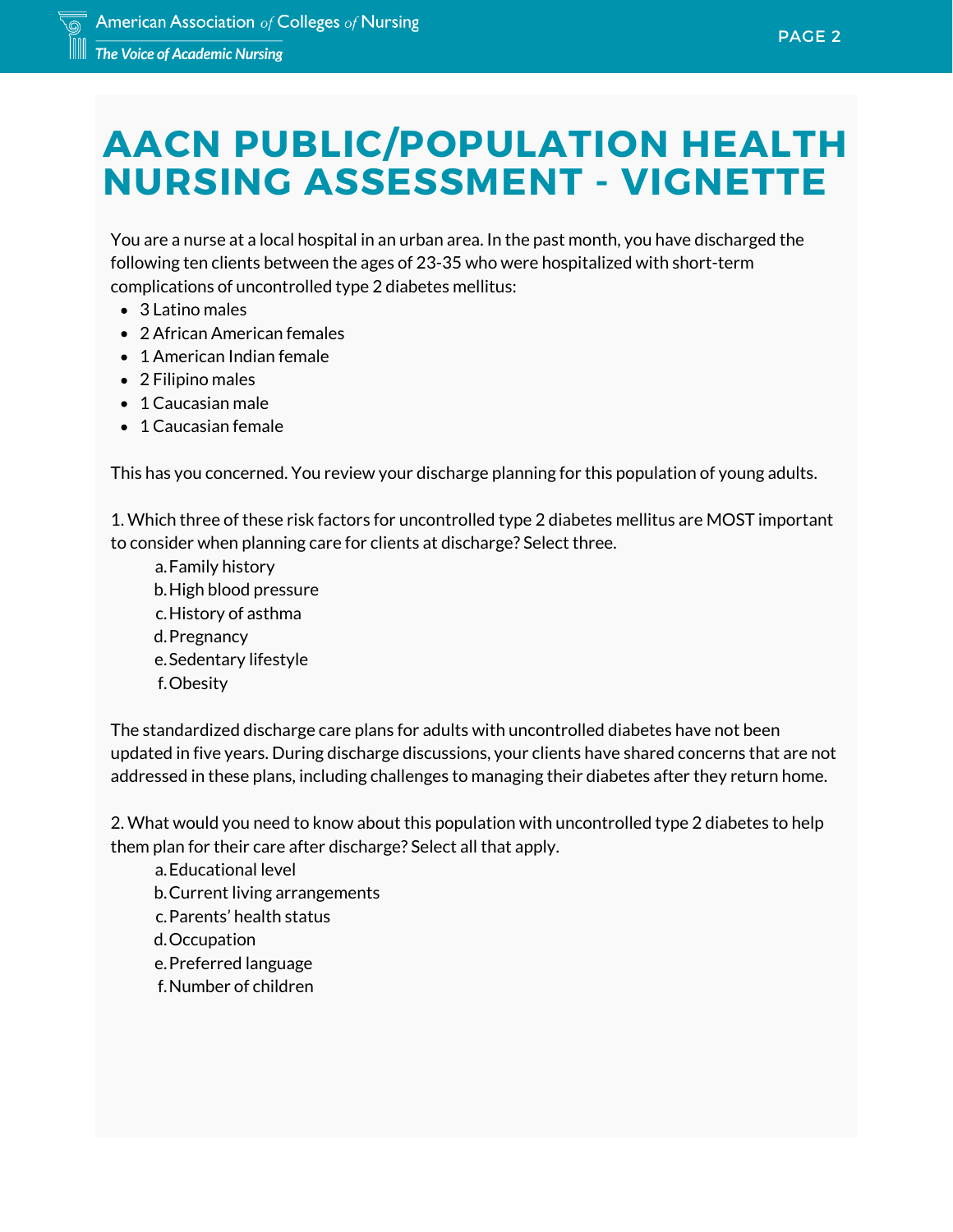# AACN PUBLIC/POPULATION HEALTH NURSING ASSESSMENT - VIGNETTE

You are a nurse at a local hospital in an urban area. In the past month, you have discharged the following ten clients between the ages of 23-35 who were hospitalized with short-term complications of uncontrolled type 2 diabetes mellitus:

- 3 Latino males
- 2 African American females
- 1 American Indian female
- 2 Filipino males
- 1 Caucasian male
- 1 Caucasian female

This has you concerned. You review your discharge planning for this population of young adults.

1. Which three of these risk factors for uncontrolled type 2 diabetes mellitus are MOST important to consider when planning care for clients at discharge? Select three.

    a. Family history
    b. High blood pressure
    c. History of asthma
    d. Pregnancy
    e. Sedentary lifestyle
    f. Obesity

The standardized discharge care plans for adults with uncontrolled diabetes have not been updated in five years. During discharge discussions, your clients have shared concerns that are not addressed in these plans, including challenges to managing their diabetes after they return home.

2. What would you need to know about this population with uncontrolled type 2 diabetes to help them plan for their care after discharge? Select all that apply.

    a. Educational level
    b. Current living arrangements
    c. Parents' health status
    d. Occupation
    e. Preferred language
    f. Number of children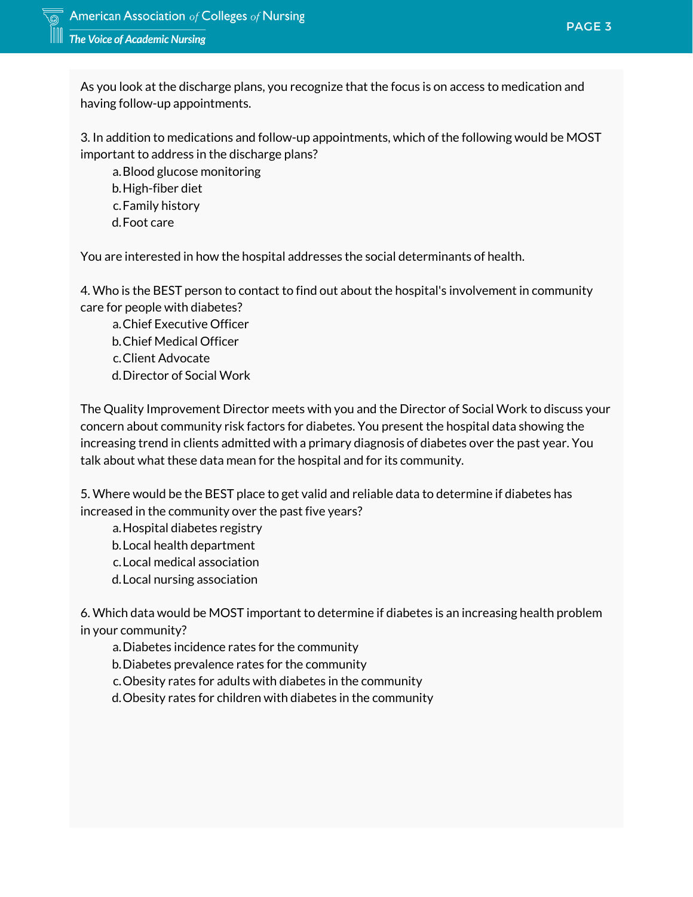As you look at the discharge plans, you recognize that the focus is on access to medication and having follow-up appointments.

3. In addition to medications and follow-up appointments, which of the following would be MOST important to address in the discharge plans?
   a. Blood glucose monitoring
   b. High-fiber diet
   c. Family history
   d. Foot care

You are interested in how the hospital addresses the social determinants of health.

4. Who is the BEST person to contact to find out about the hospital's involvement in community care for people with diabetes?
   a. Chief Executive Officer
   b. Chief Medical Officer
   c. Client Advocate
   d. Director of Social Work

The Quality Improvement Director meets with you and the Director of Social Work to discuss your concern about community risk factors for diabetes. You present the hospital data showing the increasing trend in clients admitted with a primary diagnosis of diabetes over the past year. You talk about what these data mean for the hospital and for its community.

5. Where would be the BEST place to get valid and reliable data to determine if diabetes has increased in the community over the past five years?
   a. Hospital diabetes registry
   b. Local health department
   c. Local medical association
   d. Local nursing association

6. Which data would be MOST important to determine if diabetes is an increasing health problem in your community?
   a. Diabetes incidence rates for the community
   b. Diabetes prevalence rates for the community
   c. Obesity rates for adults with diabetes in the community
   d. Obesity rates for children with diabetes in the community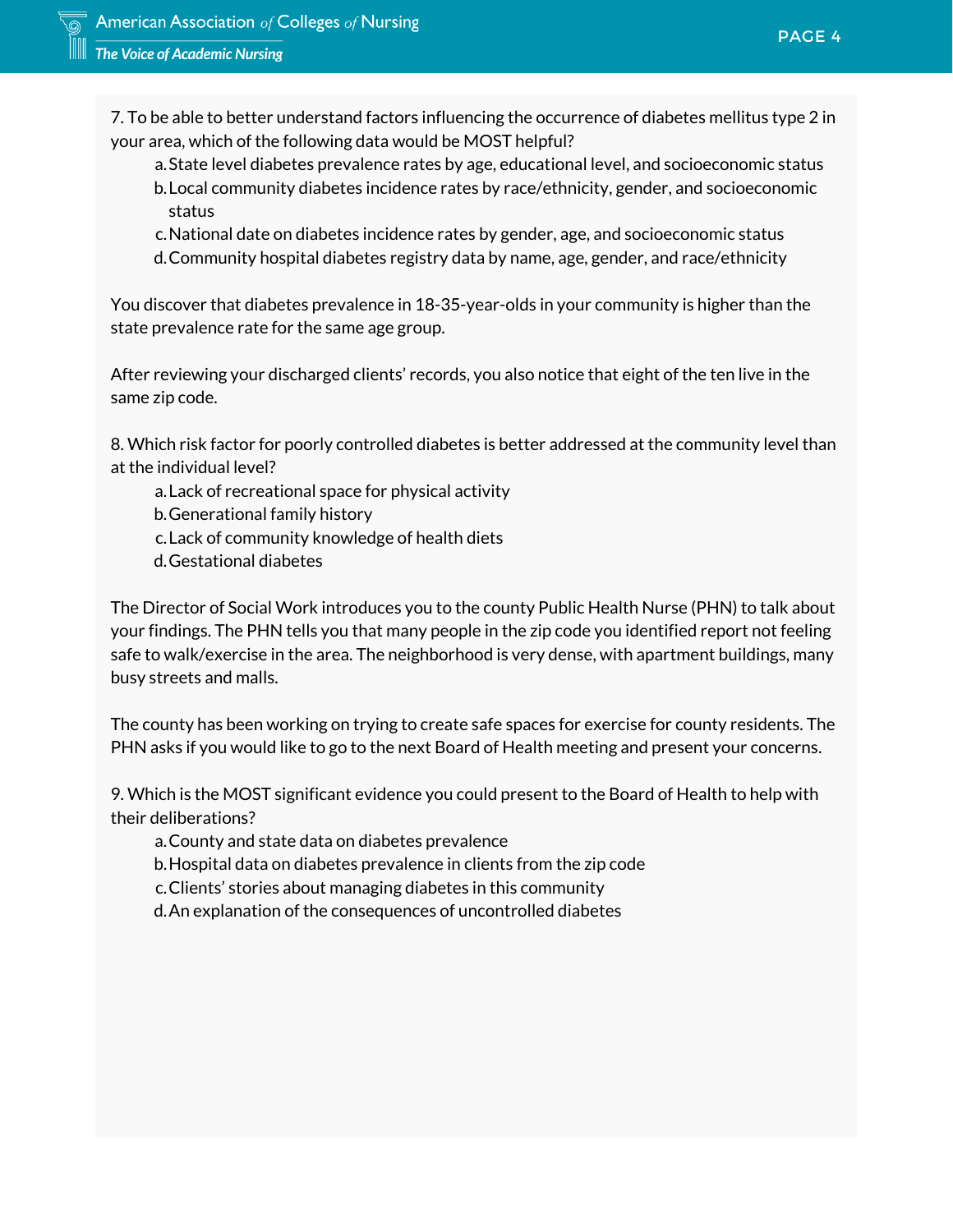7. To be able to better understand factors influencing the occurrence of diabetes mellitus type 2 in your area, which of the following data would be MOST helpful?

a. State level diabetes prevalence rates by age, educational level, and socioeconomic status
b. Local community diabetes incidence rates by race/ethnicity, gender, and socioeconomic status
c. National date on diabetes incidence rates by gender, age, and socioeconomic status
d. Community hospital diabetes registry data by name, age, gender, and race/ethnicity

You discover that diabetes prevalence in 18-35-year-olds in your community is higher than the state prevalence rate for the same age group.

After reviewing your discharged clients' records, you also notice that eight of the ten live in the same zip code.

8. Which risk factor for poorly controlled diabetes is better addressed at the community level than at the individual level?

a. Lack of recreational space for physical activity
b. Generational family history
c. Lack of community knowledge of health diets
d. Gestational diabetes

The Director of Social Work introduces you to the county Public Health Nurse (PHN) to talk about your findings. The PHN tells you that many people in the zip code you identified report not feeling safe to walk/exercise in the area. The neighborhood is very dense, with apartment buildings, many busy streets and malls.

The county has been working on trying to create safe spaces for exercise for county residents. The PHN asks if you would like to go to the next Board of Health meeting and present your concerns.

9. Which is the MOST significant evidence you could present to the Board of Health to help with their deliberations?

a. County and state data on diabetes prevalence
b. Hospital data on diabetes prevalence in clients from the zip code
c. Clients' stories about managing diabetes in this community
d. An explanation of the consequences of uncontrolled diabetes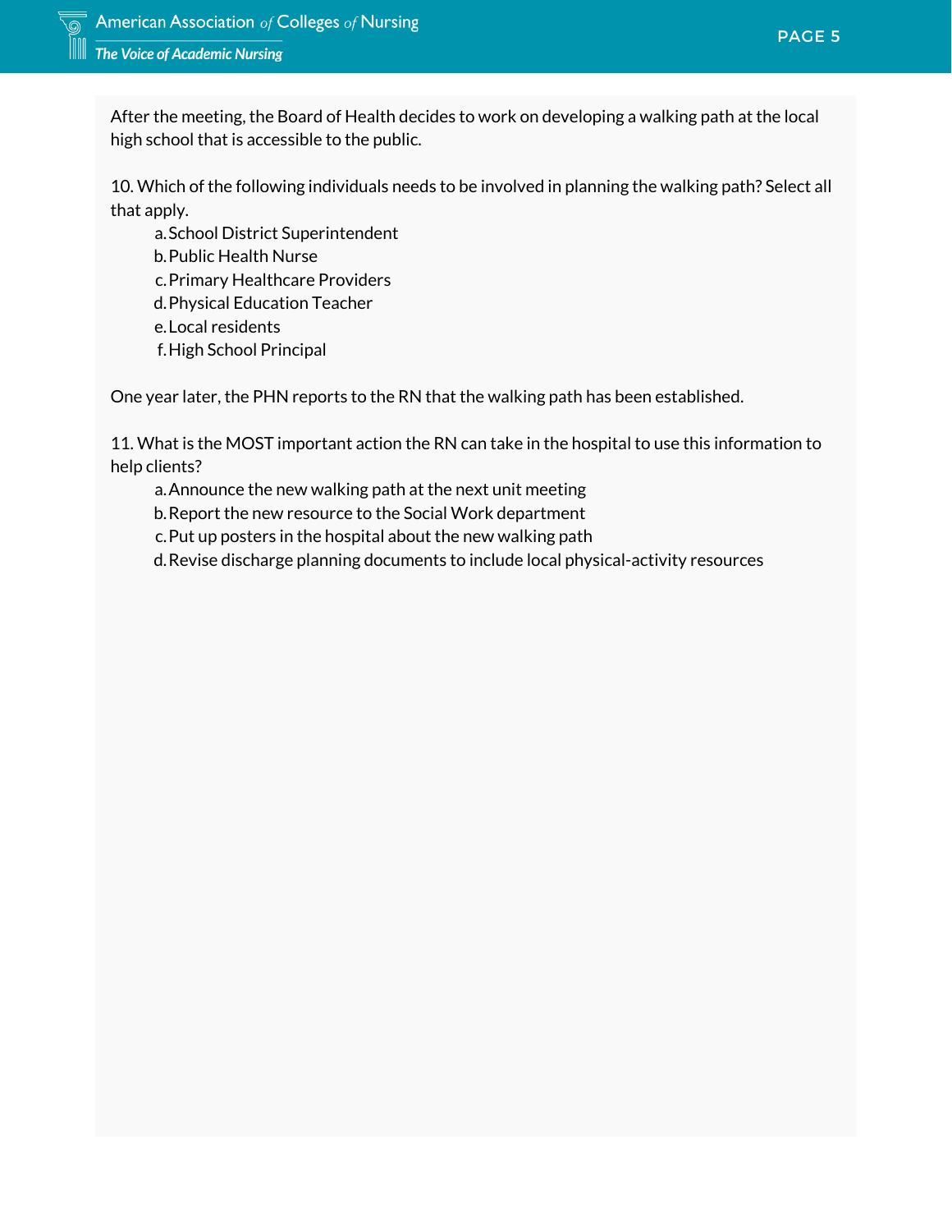After the meeting, the Board of Health decides to work on developing a walking path at the local high school that is accessible to the public.

10. Which of the following individuals needs to be involved in planning the walking path? Select all that apply.

a. School District Superintendent
b. Public Health Nurse
c. Primary Healthcare Providers
d. Physical Education Teacher
e. Local residents
f. High School Principal

One year later, the PHN reports to the RN that the walking path has been established.

11. What is the MOST important action the RN can take in the hospital to use this information to help clients?

a. Announce the new walking path at the next unit meeting
b. Report the new resource to the Social Work department
c. Put up posters in the hospital about the new walking path
d. Revise discharge planning documents to include local physical-activity resources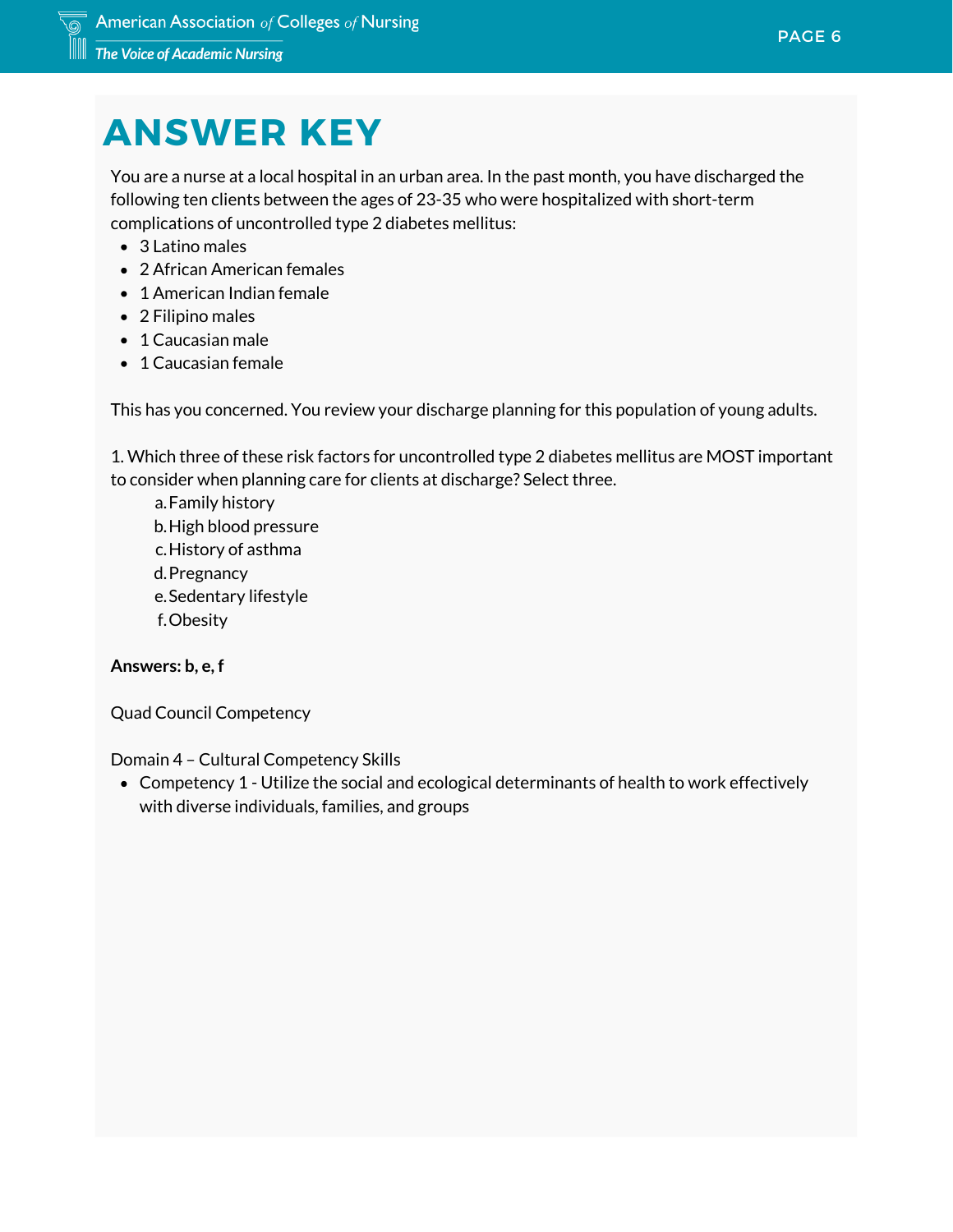# ANSWER KEY

You are a nurse at a local hospital in an urban area. In the past month, you have discharged the following ten clients between the ages of 23-35 who were hospitalized with short-term complications of uncontrolled type 2 diabetes mellitus:

- 3 Latino males
- 2 African American females
- 1 American Indian female
- 2 Filipino males
- 1 Caucasian male
- 1 Caucasian female

This has you concerned. You review your discharge planning for this population of young adults.

1. Which three of these risk factors for uncontrolled type 2 diabetes mellitus are MOST important to consider when planning care for clients at discharge? Select three.
   a. Family history
   b. High blood pressure
   c. History of asthma
   d. Pregnancy
   e. Sedentary lifestyle
   f. Obesity

**Answers: b, e, f**

Quad Council Competency

Domain 4 – Cultural Competency Skills

- Competency 1 - Utilize the social and ecological determinants of health to work effectively with diverse individuals, families, and groups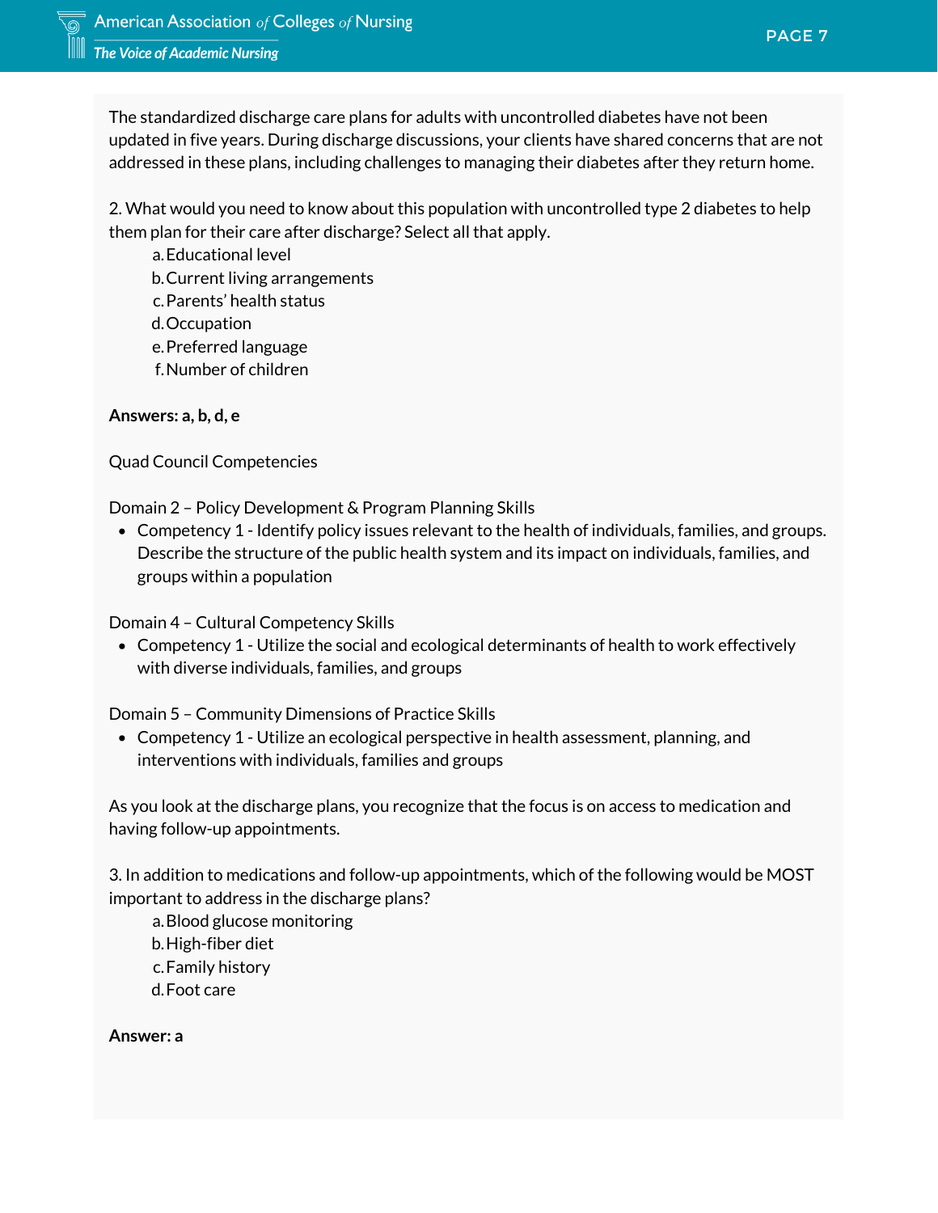The standardized discharge care plans for adults with uncontrolled diabetes have not been updated in five years. During discharge discussions, your clients have shared concerns that are not addressed in these plans, including challenges to managing their diabetes after they return home.

2. What would you need to know about this population with uncontrolled type 2 diabetes to help them plan for their care after discharge? Select all that apply.

a. Educational level
b. Current living arrangements
c. Parents' health status
d. Occupation
e. Preferred language
f. Number of children

**Answers: a, b, d, e**

Quad Council Competencies

Domain 2 – Policy Development & Program Planning Skills

- Competency 1 - Identify policy issues relevant to the health of individuals, families, and groups. Describe the structure of the public health system and its impact on individuals, families, and groups within a population

Domain 4 – Cultural Competency Skills

- Competency 1 - Utilize the social and ecological determinants of health to work effectively with diverse individuals, families, and groups

Domain 5 – Community Dimensions of Practice Skills

- Competency 1 - Utilize an ecological perspective in health assessment, planning, and interventions with individuals, families and groups

As you look at the discharge plans, you recognize that the focus is on access to medication and having follow-up appointments.

3. In addition to medications and follow-up appointments, which of the following would be MOST important to address in the discharge plans?

a. Blood glucose monitoring
b. High-fiber diet
c. Family history
d. Foot care

**Answer: a**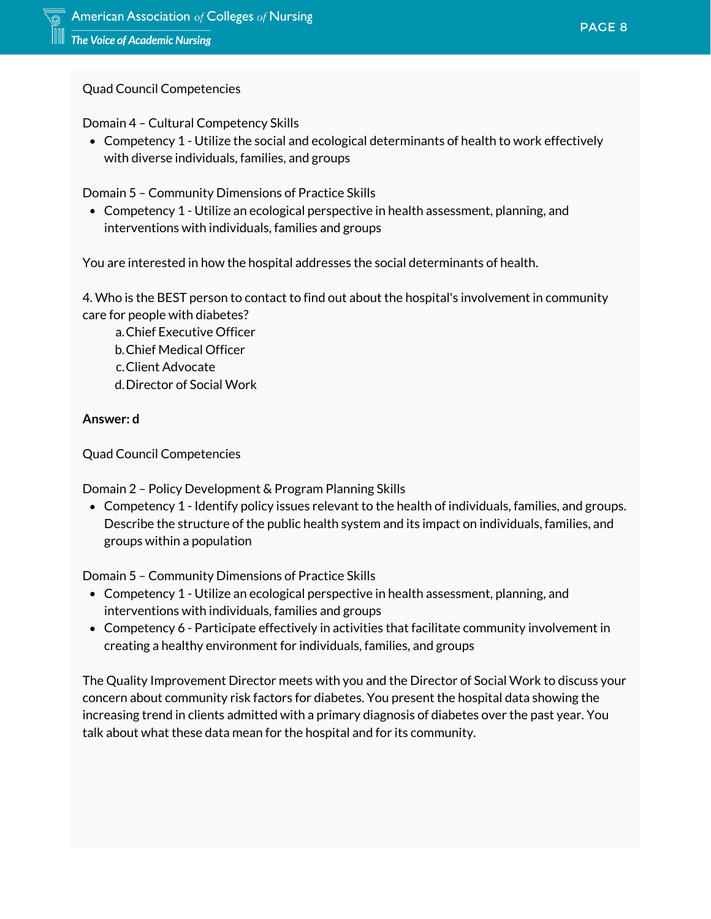Quad Council Competencies

Domain 4 – Cultural Competency Skills

- Competency 1 - Utilize the social and ecological determinants of health to work effectively with diverse individuals, families, and groups

Domain 5 – Community Dimensions of Practice Skills

- Competency 1 - Utilize an ecological perspective in health assessment, planning, and interventions with individuals, families and groups

You are interested in how the hospital addresses the social determinants of health.

4. Who is the BEST person to contact to find out about the hospital's involvement in community care for people with diabetes?

   a. Chief Executive Officer
   b. Chief Medical Officer
   c. Client Advocate
   d. Director of Social Work

**Answer: d**

Quad Council Competencies

Domain 2 – Policy Development & Program Planning Skills

- Competency 1 - Identify policy issues relevant to the health of individuals, families, and groups. Describe the structure of the public health system and its impact on individuals, families, and groups within a population

Domain 5 – Community Dimensions of Practice Skills

- Competency 1 - Utilize an ecological perspective in health assessment, planning, and interventions with individuals, families and groups
- Competency 6 - Participate effectively in activities that facilitate community involvement in creating a healthy environment for individuals, families, and groups

The Quality Improvement Director meets with you and the Director of Social Work to discuss your concern about community risk factors for diabetes. You present the hospital data showing the increasing trend in clients admitted with a primary diagnosis of diabetes over the past year. You talk about what these data mean for the hospital and for its community.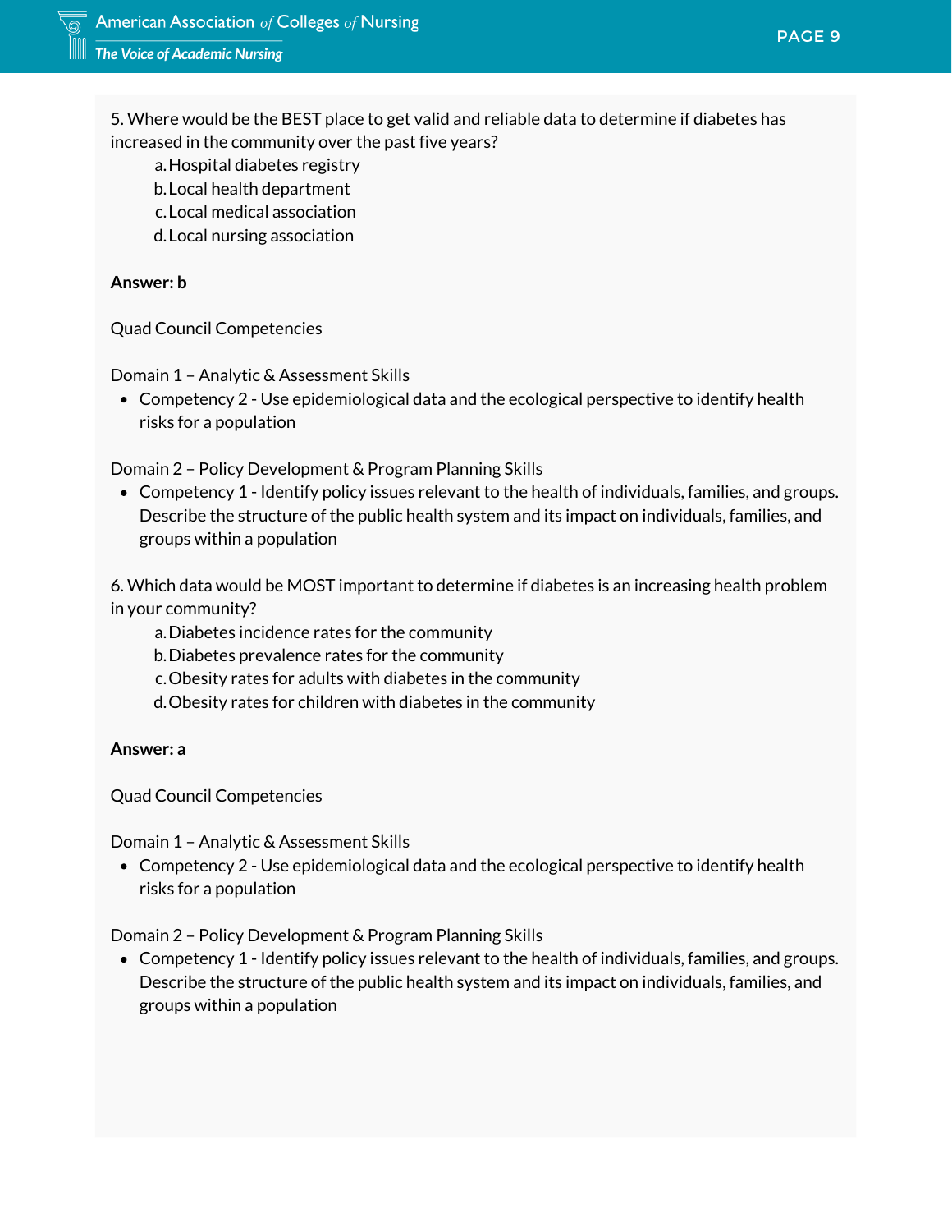5. Where would be the BEST place to get valid and reliable data to determine if diabetes has increased in the community over the past five years?

   a. Hospital diabetes registry
   b. Local health department
   c. Local medical association
   d. Local nursing association

**Answer: b**

Quad Council Competencies

Domain 1 – Analytic & Assessment Skills

- Competency 2 - Use epidemiological data and the ecological perspective to identify health risks for a population

Domain 2 – Policy Development & Program Planning Skills

- Competency 1 - Identify policy issues relevant to the health of individuals, families, and groups. Describe the structure of the public health system and its impact on individuals, families, and groups within a population

6. Which data would be MOST important to determine if diabetes is an increasing health problem in your community?

   a. Diabetes incidence rates for the community
   b. Diabetes prevalence rates for the community
   c. Obesity rates for adults with diabetes in the community
   d. Obesity rates for children with diabetes in the community

**Answer: a**

Quad Council Competencies

Domain 1 – Analytic & Assessment Skills

- Competency 2 - Use epidemiological data and the ecological perspective to identify health risks for a population

Domain 2 – Policy Development & Program Planning Skills

- Competency 1 - Identify policy issues relevant to the health of individuals, families, and groups. Describe the structure of the public health system and its impact on individuals, families, and groups within a population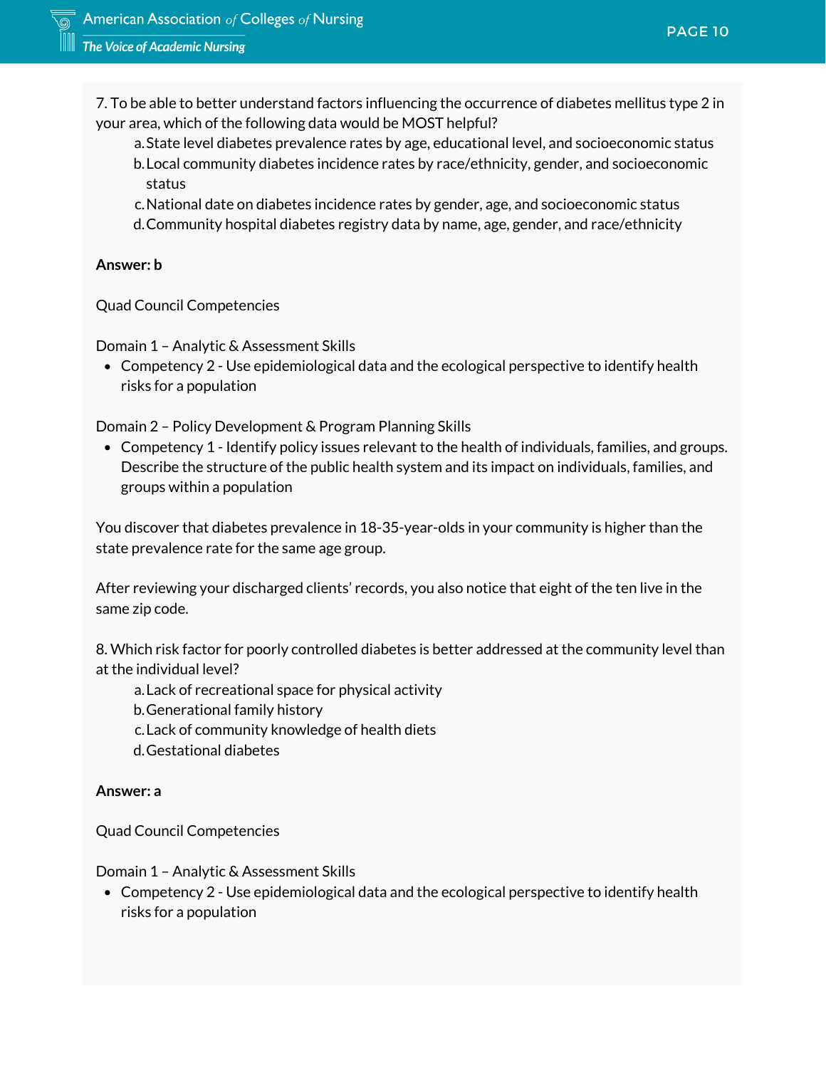7. To be able to better understand factors influencing the occurrence of diabetes mellitus type 2 in your area, which of the following data would be MOST helpful?

   a. State level diabetes prevalence rates by age, educational level, and socioeconomic status
   b. Local community diabetes incidence rates by race/ethnicity, gender, and socioeconomic status
   c. National date on diabetes incidence rates by gender, age, and socioeconomic status
   d. Community hospital diabetes registry data by name, age, gender, and race/ethnicity

**Answer: b**

Quad Council Competencies

Domain 1 – Analytic & Assessment Skills

- Competency 2 - Use epidemiological data and the ecological perspective to identify health risks for a population

Domain 2 – Policy Development & Program Planning Skills

- Competency 1 - Identify policy issues relevant to the health of individuals, families, and groups. Describe the structure of the public health system and its impact on individuals, families, and groups within a population

You discover that diabetes prevalence in 18-35-year-olds in your community is higher than the state prevalence rate for the same age group.

After reviewing your discharged clients' records, you also notice that eight of the ten live in the same zip code.

8. Which risk factor for poorly controlled diabetes is better addressed at the community level than at the individual level?

   a. Lack of recreational space for physical activity
   b. Generational family history
   c. Lack of community knowledge of health diets
   d. Gestational diabetes

**Answer: a**

Quad Council Competencies

Domain 1 – Analytic & Assessment Skills

- Competency 2 - Use epidemiological data and the ecological perspective to identify health risks for a population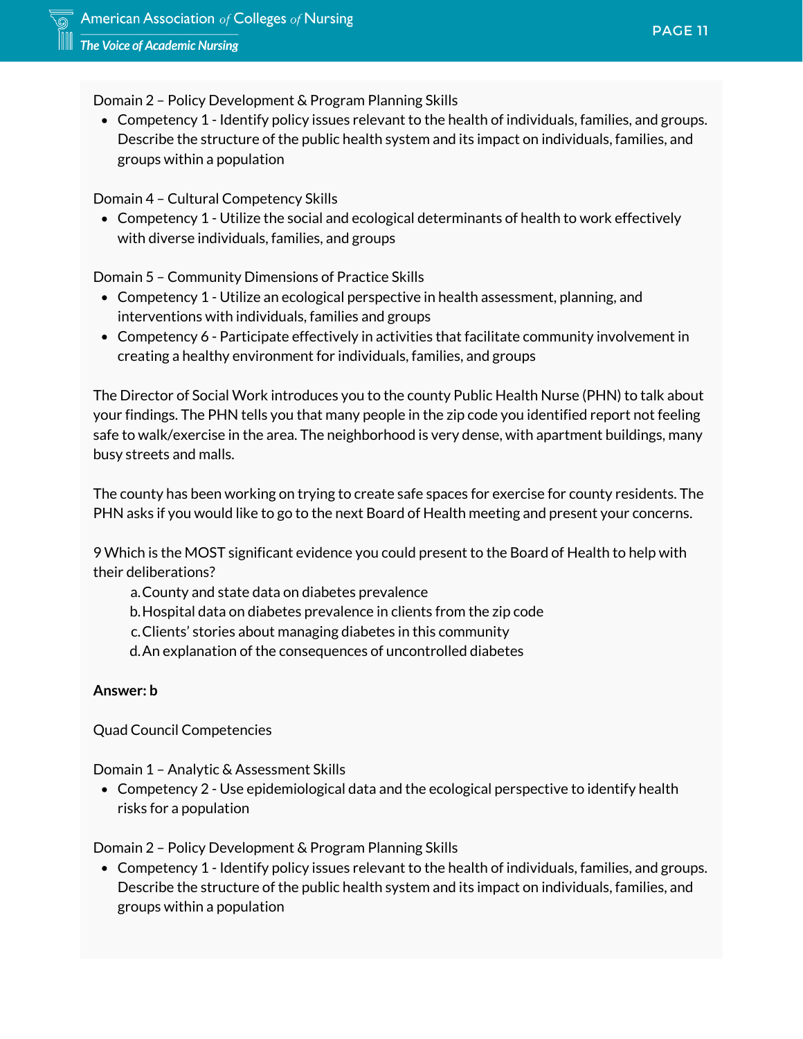Domain 2 – Policy Development & Program Planning Skills

- Competency 1 - Identify policy issues relevant to the health of individuals, families, and groups. Describe the structure of the public health system and its impact on individuals, families, and groups within a population

Domain 4 – Cultural Competency Skills

- Competency 1 - Utilize the social and ecological determinants of health to work effectively with diverse individuals, families, and groups

Domain 5 – Community Dimensions of Practice Skills

- Competency 1 - Utilize an ecological perspective in health assessment, planning, and interventions with individuals, families and groups
- Competency 6 - Participate effectively in activities that facilitate community involvement in creating a healthy environment for individuals, families, and groups

The Director of Social Work introduces you to the county Public Health Nurse (PHN) to talk about your findings. The PHN tells you that many people in the zip code you identified report not feeling safe to walk/exercise in the area. The neighborhood is very dense, with apartment buildings, many busy streets and malls.

The county has been working on trying to create safe spaces for exercise for county residents. The PHN asks if you would like to go to the next Board of Health meeting and present your concerns.

9 Which is the MOST significant evidence you could present to the Board of Health to help with their deliberations?

a. County and state data on diabetes prevalence
b. Hospital data on diabetes prevalence in clients from the zip code
c. Clients' stories about managing diabetes in this community
d. An explanation of the consequences of uncontrolled diabetes

**Answer: b**

Quad Council Competencies

Domain 1 – Analytic & Assessment Skills

- Competency 2 - Use epidemiological data and the ecological perspective to identify health risks for a population

Domain 2 – Policy Development & Program Planning Skills

- Competency 1 - Identify policy issues relevant to the health of individuals, families, and groups. Describe the structure of the public health system and its impact on individuals, families, and groups within a population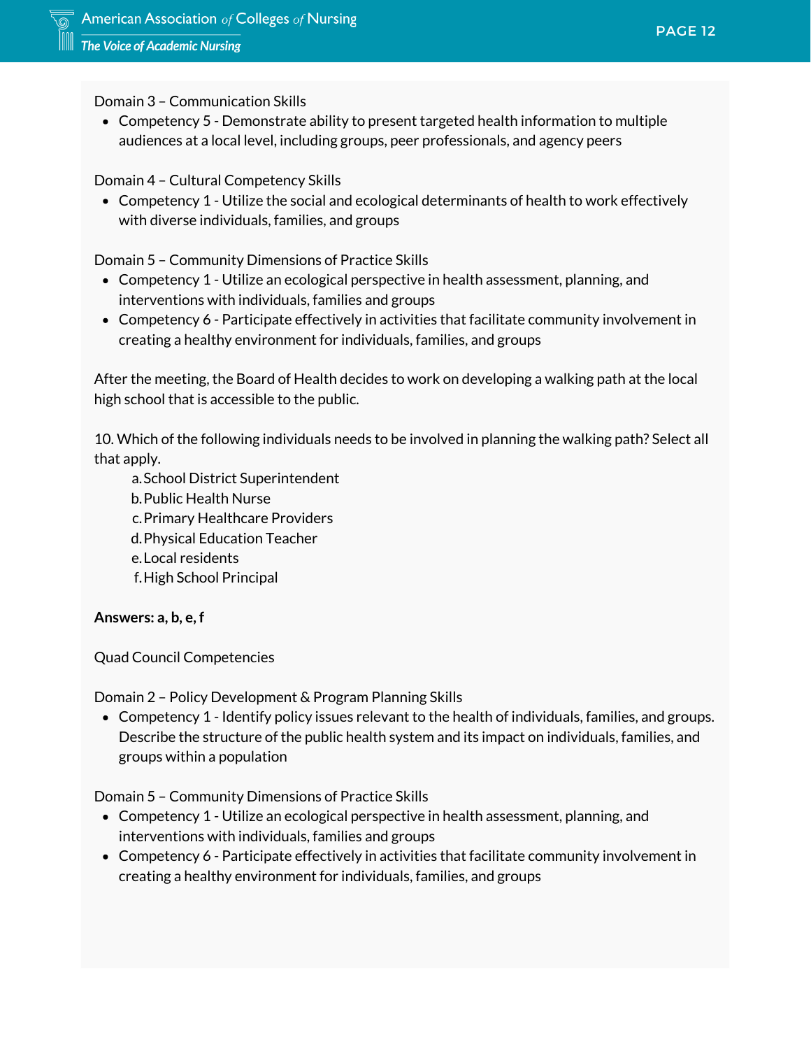Domain 3 – Communication Skills

- Competency 5 - Demonstrate ability to present targeted health information to multiple audiences at a local level, including groups, peer professionals, and agency peers

Domain 4 – Cultural Competency Skills

- Competency 1 - Utilize the social and ecological determinants of health to work effectively with diverse individuals, families, and groups

Domain 5 – Community Dimensions of Practice Skills

- Competency 1 - Utilize an ecological perspective in health assessment, planning, and interventions with individuals, families and groups
- Competency 6 - Participate effectively in activities that facilitate community involvement in creating a healthy environment for individuals, families, and groups

After the meeting, the Board of Health decides to work on developing a walking path at the local high school that is accessible to the public.

10. Which of the following individuals needs to be involved in planning the walking path? Select all that apply.

a. School District Superintendent
b. Public Health Nurse
c. Primary Healthcare Providers
d. Physical Education Teacher
e. Local residents
f. High School Principal

**Answers: a, b, e, f**

Quad Council Competencies

Domain 2 – Policy Development & Program Planning Skills

- Competency 1 - Identify policy issues relevant to the health of individuals, families, and groups. Describe the structure of the public health system and its impact on individuals, families, and groups within a population

Domain 5 – Community Dimensions of Practice Skills

- Competency 1 - Utilize an ecological perspective in health assessment, planning, and interventions with individuals, families and groups
- Competency 6 - Participate effectively in activities that facilitate community involvement in creating a healthy environment for individuals, families, and groups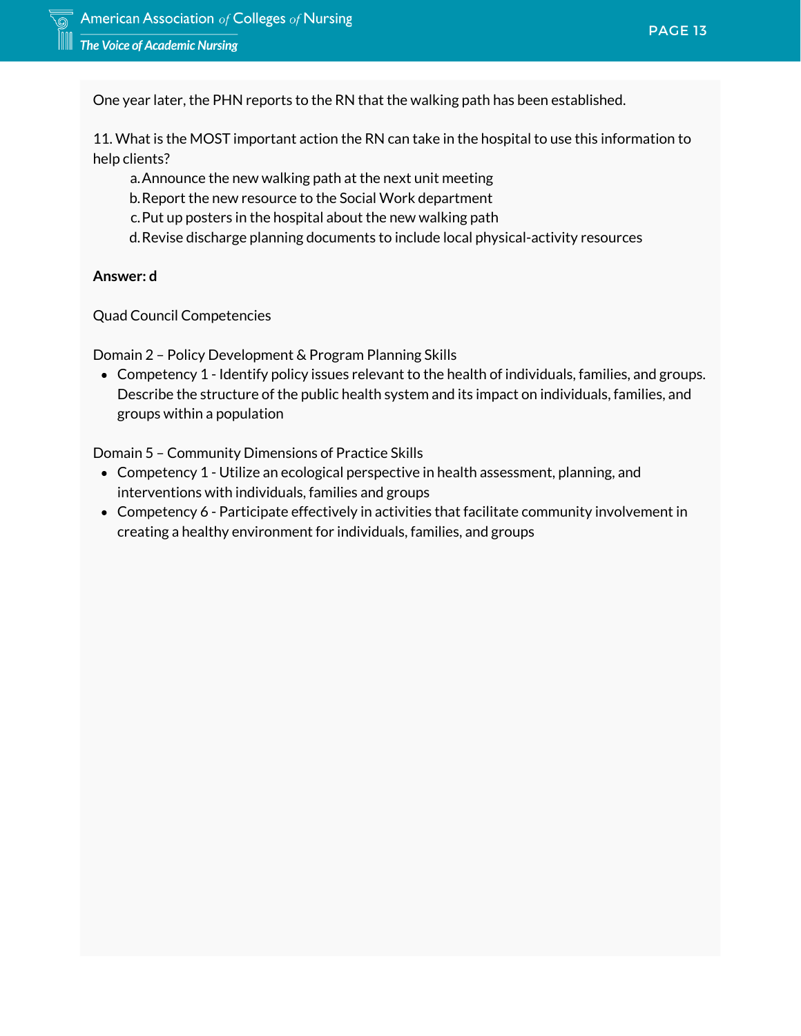One year later, the PHN reports to the RN that the walking path has been established.

11. What is the MOST important action the RN can take in the hospital to use this information to help clients?

a. Announce the new walking path at the next unit meeting
b. Report the new resource to the Social Work department
c. Put up posters in the hospital about the new walking path
d. Revise discharge planning documents to include local physical-activity resources

**Answer: d**

Quad Council Competencies

Domain 2 – Policy Development & Program Planning Skills

- Competency 1 - Identify policy issues relevant to the health of individuals, families, and groups. Describe the structure of the public health system and its impact on individuals, families, and groups within a population

Domain 5 – Community Dimensions of Practice Skills

- Competency 1 - Utilize an ecological perspective in health assessment, planning, and interventions with individuals, families and groups
- Competency 6 - Participate effectively in activities that facilitate community involvement in creating a healthy environment for individuals, families, and groups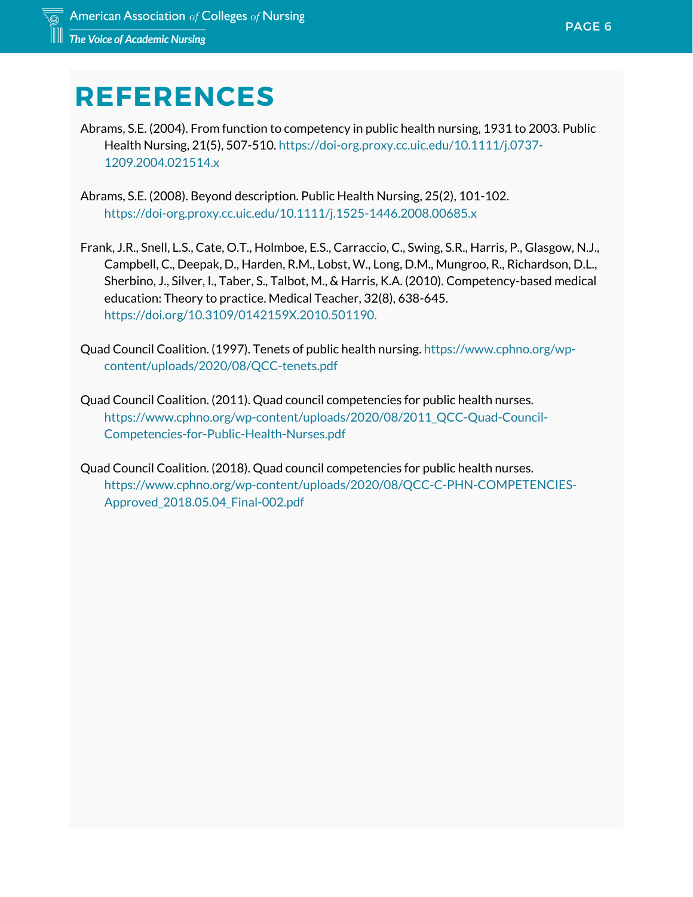# REFERENCES

Abrams, S.E. (2004). From function to competency in public health nursing, 1931 to 2003. Public Health Nursing, 21(5), 507-510. https://doi-org.proxy.cc.uic.edu/10.1111/j.0737-1209.2004.021514.x

Abrams, S.E. (2008). Beyond description. Public Health Nursing, 25(2), 101-102. https://doi-org.proxy.cc.uic.edu/10.1111/j.1525-1446.2008.00685.x

Frank, J.R., Snell, L.S., Cate, O.T., Holmboe, E.S., Carraccio, C., Swing, S.R., Harris, P., Glasgow, N.J., Campbell, C., Deepak, D., Harden, R.M., Lobst, W., Long, D.M., Mungroo, R., Richardson, D.L., Sherbino, J., Silver, I., Taber, S., Talbot, M., & Harris, K.A. (2010). Competency-based medical education: Theory to practice. Medical Teacher, 32(8), 638-645. https://doi.org/10.3109/0142159X.2010.501190.

Quad Council Coalition. (1997). Tenets of public health nursing. https://www.cphno.org/wp-content/uploads/2020/08/QCC-tenets.pdf

Quad Council Coalition. (2011). Quad council competencies for public health nurses. https://www.cphno.org/wp-content/uploads/2020/08/2011_QCC-Quad-Council-Competencies-for-Public-Health-Nurses.pdf

Quad Council Coalition. (2018). Quad council competencies for public health nurses. https://www.cphno.org/wp-content/uploads/2020/08/QCC-C-PHN-COMPETENCIES-Approved_2018.05.04_Final-002.pdf